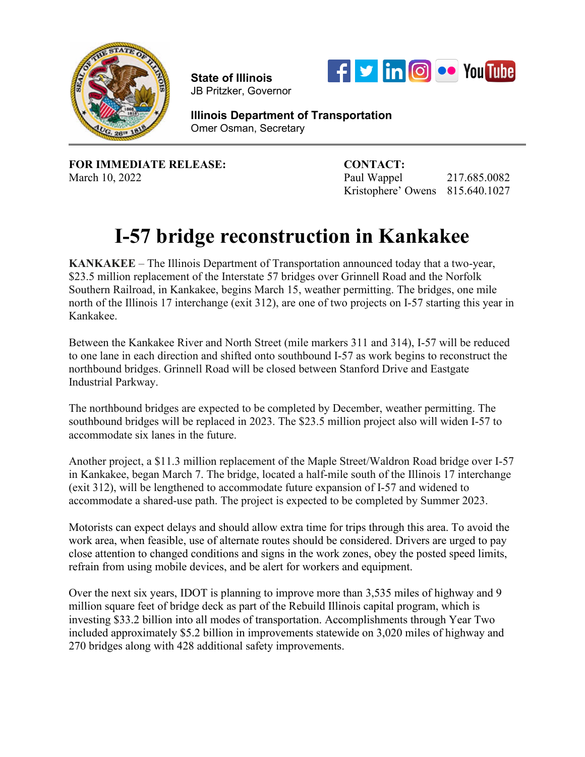**State of Illinois**
JB Pritzker, Governor

**Illinois Department of Transportation**
Omer Osman, Secretary

---

**FOR IMMEDIATE RELEASE:**
March 10, 2022

**CONTACT:**
Paul Wappel 217.685.0082
Kristophere' Owens 815.640.1027

# I-57 bridge reconstruction in Kankakee

**KANKAKEE** – The Illinois Department of Transportation announced today that a two-year, $23.5 million replacement of the Interstate 57 bridges over Grinnell Road and the Norfolk Southern Railroad, in Kankakee, begins March 15, weather permitting. The bridges, one mile north of the Illinois 17 interchange (exit 312), are one of two projects on I-57 starting this year in Kankakee.

Between the Kankakee River and North Street (mile markers 311 and 314), I-57 will be reduced to one lane in each direction and shifted onto southbound I-57 as work begins to reconstruct the northbound bridges. Grinnell Road will be closed between Stanford Drive and Eastgate Industrial Parkway.

The northbound bridges are expected to be completed by December, weather permitting. The southbound bridges will be replaced in 2023. The $23.5 million project also will widen I-57 to accommodate six lanes in the future.

Another project, a $11.3 million replacement of the Maple Street/Waldron Road bridge over I-57 in Kankakee, began March 7. The bridge, located a half-mile south of the Illinois 17 interchange (exit 312), will be lengthened to accommodate future expansion of I-57 and widened to accommodate a shared-use path. The project is expected to be completed by Summer 2023.

Motorists can expect delays and should allow extra time for trips through this area. To avoid the work area, when feasible, use of alternate routes should be considered. Drivers are urged to pay close attention to changed conditions and signs in the work zones, obey the posted speed limits, refrain from using mobile devices, and be alert for workers and equipment.

Over the next six years, IDOT is planning to improve more than 3,535 miles of highway and 9 million square feet of bridge deck as part of the Rebuild Illinois capital program, which is investing $33.2 billion into all modes of transportation. Accomplishments through Year Two included approximately $5.2 billion in improvements statewide on 3,020 miles of highway and 270 bridges along with 428 additional safety improvements.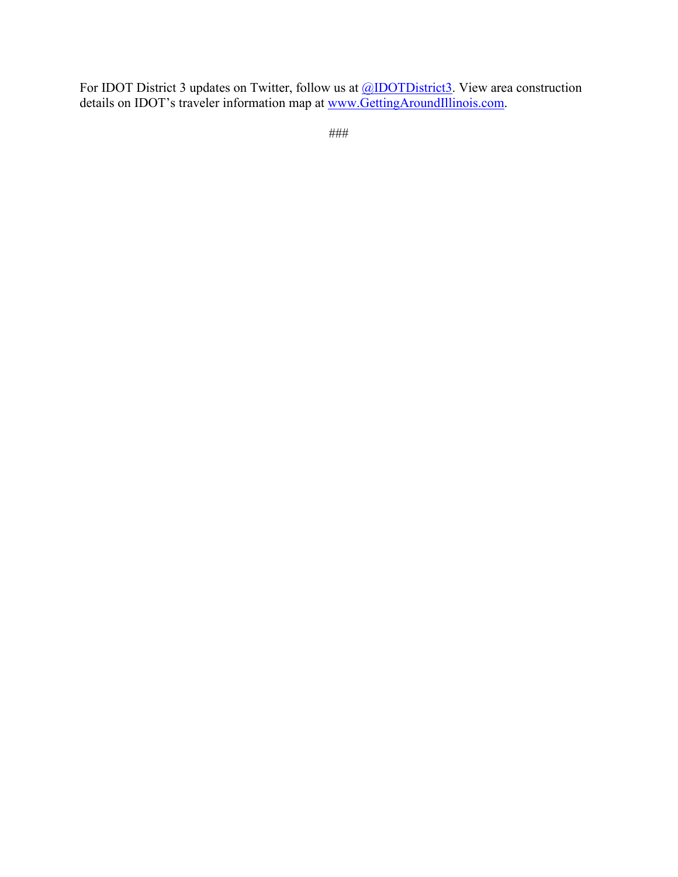For IDOT District 3 updates on Twitter, follow us at @IDOTDistrict3. View area construction details on IDOT's traveler information map at www.GettingAroundIllinois.com.

###